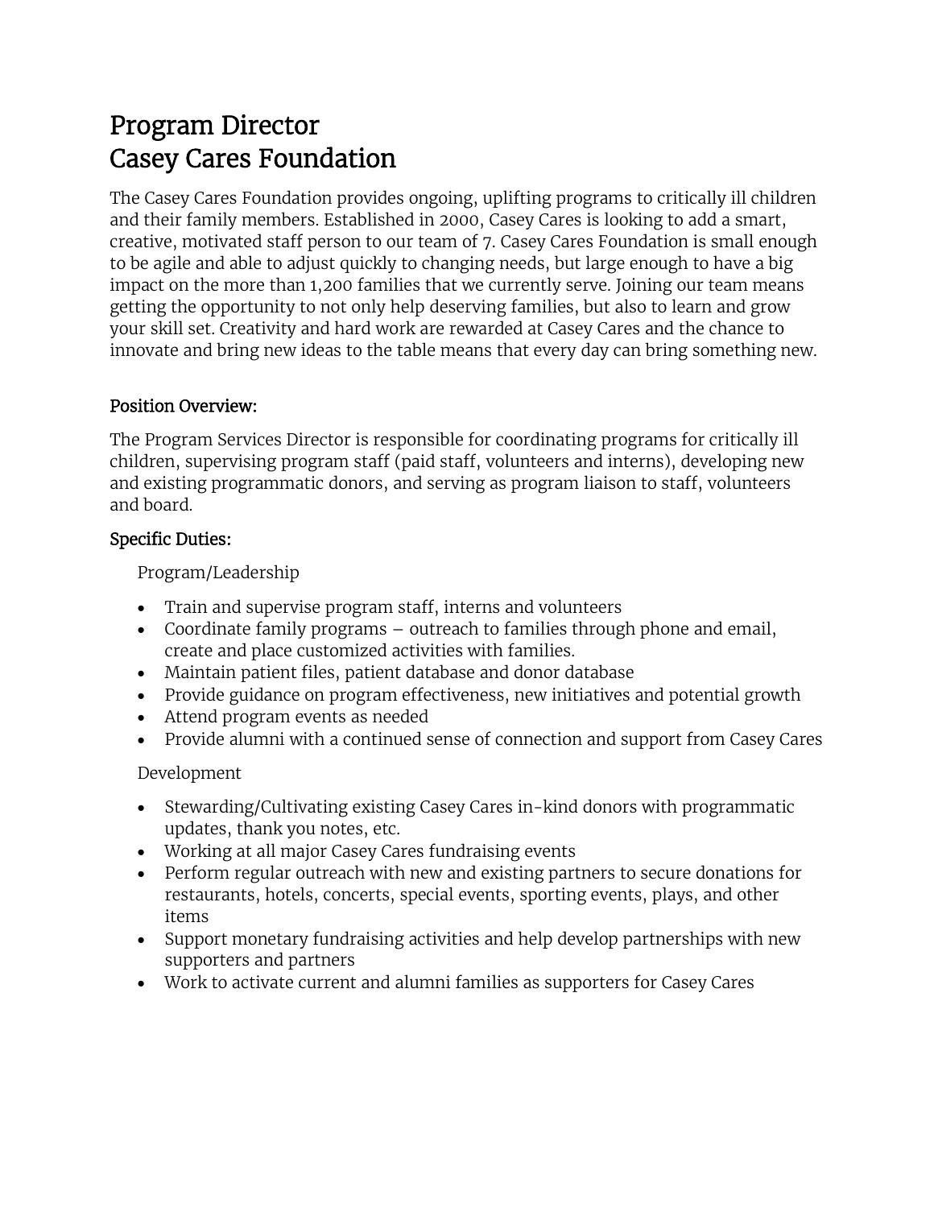# Program Director
# Casey Cares Foundation

The Casey Cares Foundation provides ongoing, uplifting programs to critically ill children and their family members. Established in 2000, Casey Cares is looking to add a smart, creative, motivated staff person to our team of 7. Casey Cares Foundation is small enough to be agile and able to adjust quickly to changing needs, but large enough to have a big impact on the more than 1,200 families that we currently serve. Joining our team means getting the opportunity to not only help deserving families, but also to learn and grow your skill set. Creativity and hard work are rewarded at Casey Cares and the chance to innovate and bring new ideas to the table means that every day can bring something new.

## Position Overview:

The Program Services Director is responsible for coordinating programs for critically ill children, supervising program staff (paid staff, volunteers and interns), developing new and existing programmatic donors, and serving as program liaison to staff, volunteers and board.

## Specific Duties:

Program/Leadership

- Train and supervise program staff, interns and volunteers
- Coordinate family programs – outreach to families through phone and email, create and place customized activities with families.
- Maintain patient files, patient database and donor database
- Provide guidance on program effectiveness, new initiatives and potential growth
- Attend program events as needed
- Provide alumni with a continued sense of connection and support from Casey Cares

Development

- Stewarding/Cultivating existing Casey Cares in-kind donors with programmatic updates, thank you notes, etc.
- Working at all major Casey Cares fundraising events
- Perform regular outreach with new and existing partners to secure donations for restaurants, hotels, concerts, special events, sporting events, plays, and other items
- Support monetary fundraising activities and help develop partnerships with new supporters and partners
- Work to activate current and alumni families as supporters for Casey Cares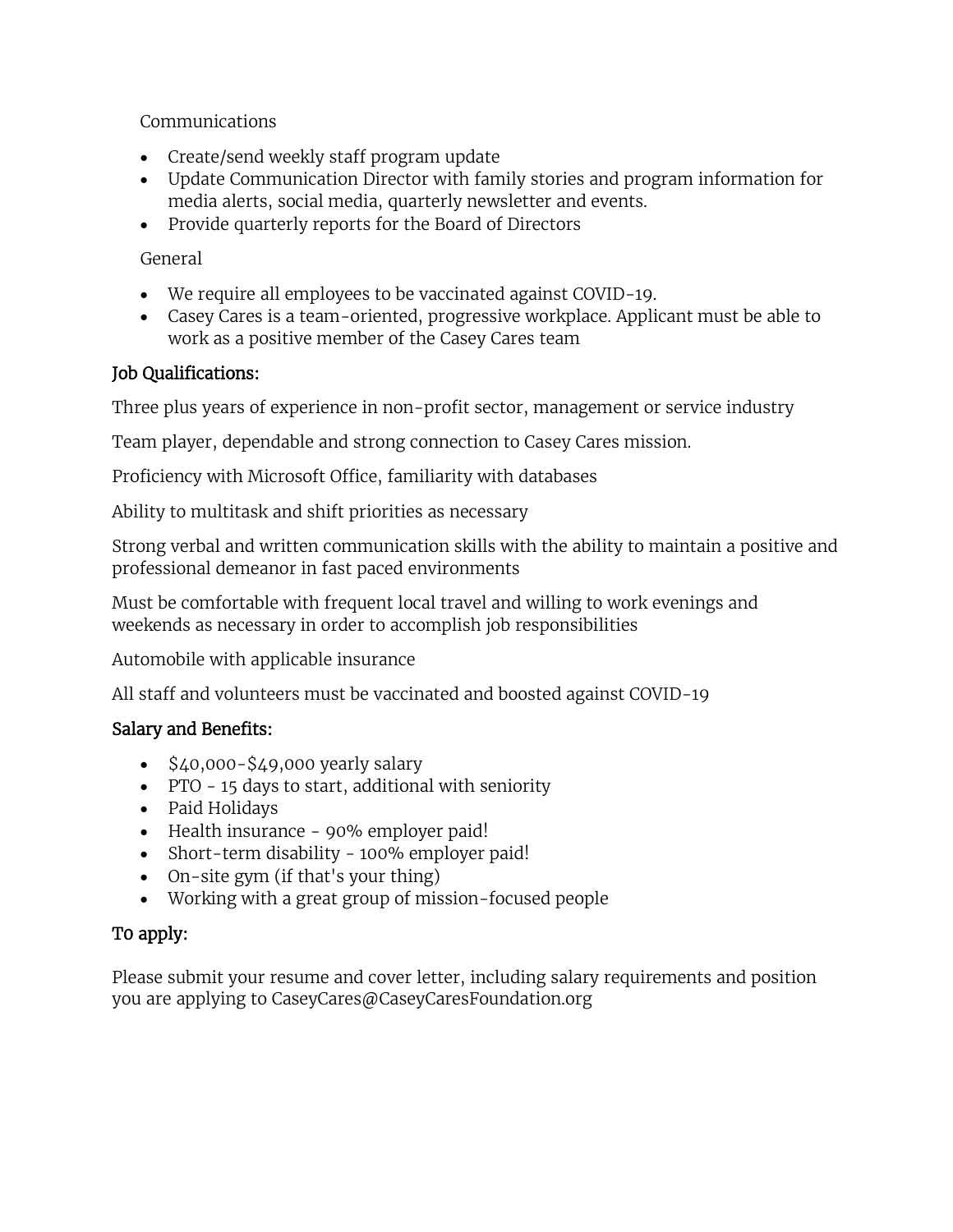Communications

- Create/send weekly staff program update
- Update Communication Director with family stories and program information for media alerts, social media, quarterly newsletter and events.
- Provide quarterly reports for the Board of Directors

General

- We require all employees to be vaccinated against COVID-19.
- Casey Cares is a team-oriented, progressive workplace. Applicant must be able to work as a positive member of the Casey Cares team

## Job Qualifications:

Three plus years of experience in non-profit sector, management or service industry

Team player, dependable and strong connection to Casey Cares mission.

Proficiency with Microsoft Office, familiarity with databases

Ability to multitask and shift priorities as necessary

Strong verbal and written communication skills with the ability to maintain a positive and professional demeanor in fast paced environments

Must be comfortable with frequent local travel and willing to work evenings and weekends as necessary in order to accomplish job responsibilities

Automobile with applicable insurance

All staff and volunteers must be vaccinated and boosted against COVID-19

## Salary and Benefits:

- $40,000-$49,000 yearly salary
- PTO - 15 days to start, additional with seniority
- Paid Holidays
- Health insurance - 90% employer paid!
- Short-term disability - 100% employer paid!
- On-site gym (if that's your thing)
- Working with a great group of mission-focused people

## T0 apply:

Please submit your resume and cover letter, including salary requirements and position you are applying to CaseyCares@CaseyCaresFoundation.org